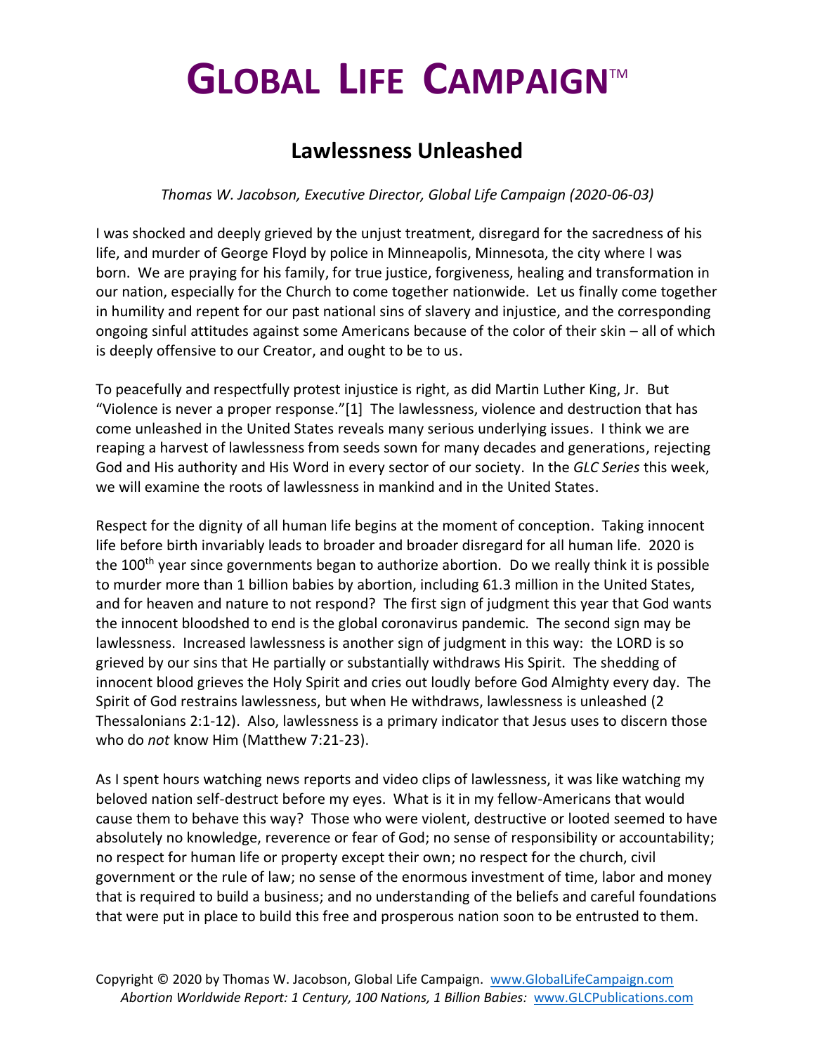# GLOBAL LIFE CAMPAIGN™

## Lawlessness Unleashed

*Thomas W. Jacobson, Executive Director, Global Life Campaign (2020-06-03)*

I was shocked and deeply grieved by the unjust treatment, disregard for the sacredness of his life, and murder of George Floyd by police in Minneapolis, Minnesota, the city where I was born. We are praying for his family, for true justice, forgiveness, healing and transformation in our nation, especially for the Church to come together nationwide. Let us finally come together in humility and repent for our past national sins of slavery and injustice, and the corresponding ongoing sinful attitudes against some Americans because of the color of their skin – all of which is deeply offensive to our Creator, and ought to be to us.

To peacefully and respectfully protest injustice is right, as did Martin Luther King, Jr. But "Violence is never a proper response."[1] The lawlessness, violence and destruction that has come unleashed in the United States reveals many serious underlying issues. I think we are reaping a harvest of lawlessness from seeds sown for many decades and generations, rejecting God and His authority and His Word in every sector of our society. In the *GLC Series* this week, we will examine the roots of lawlessness in mankind and in the United States.

Respect for the dignity of all human life begins at the moment of conception. Taking innocent life before birth invariably leads to broader and broader disregard for all human life. 2020 is the 100th year since governments began to authorize abortion. Do we really think it is possible to murder more than 1 billion babies by abortion, including 61.3 million in the United States, and for heaven and nature to not respond? The first sign of judgment this year that God wants the innocent bloodshed to end is the global coronavirus pandemic. The second sign may be lawlessness. Increased lawlessness is another sign of judgment in this way: the LORD is so grieved by our sins that He partially or substantially withdraws His Spirit. The shedding of innocent blood grieves the Holy Spirit and cries out loudly before God Almighty every day. The Spirit of God restrains lawlessness, but when He withdraws, lawlessness is unleashed (2 Thessalonians 2:1-12). Also, lawlessness is a primary indicator that Jesus uses to discern those who do *not* know Him (Matthew 7:21-23).

As I spent hours watching news reports and video clips of lawlessness, it was like watching my beloved nation self-destruct before my eyes. What is it in my fellow-Americans that would cause them to behave this way? Those who were violent, destructive or looted seemed to have absolutely no knowledge, reverence or fear of God; no sense of responsibility or accountability; no respect for human life or property except their own; no respect for the church, civil government or the rule of law; no sense of the enormous investment of time, labor and money that is required to build a business; and no understanding of the beliefs and careful foundations that were put in place to build this free and prosperous nation soon to be entrusted to them.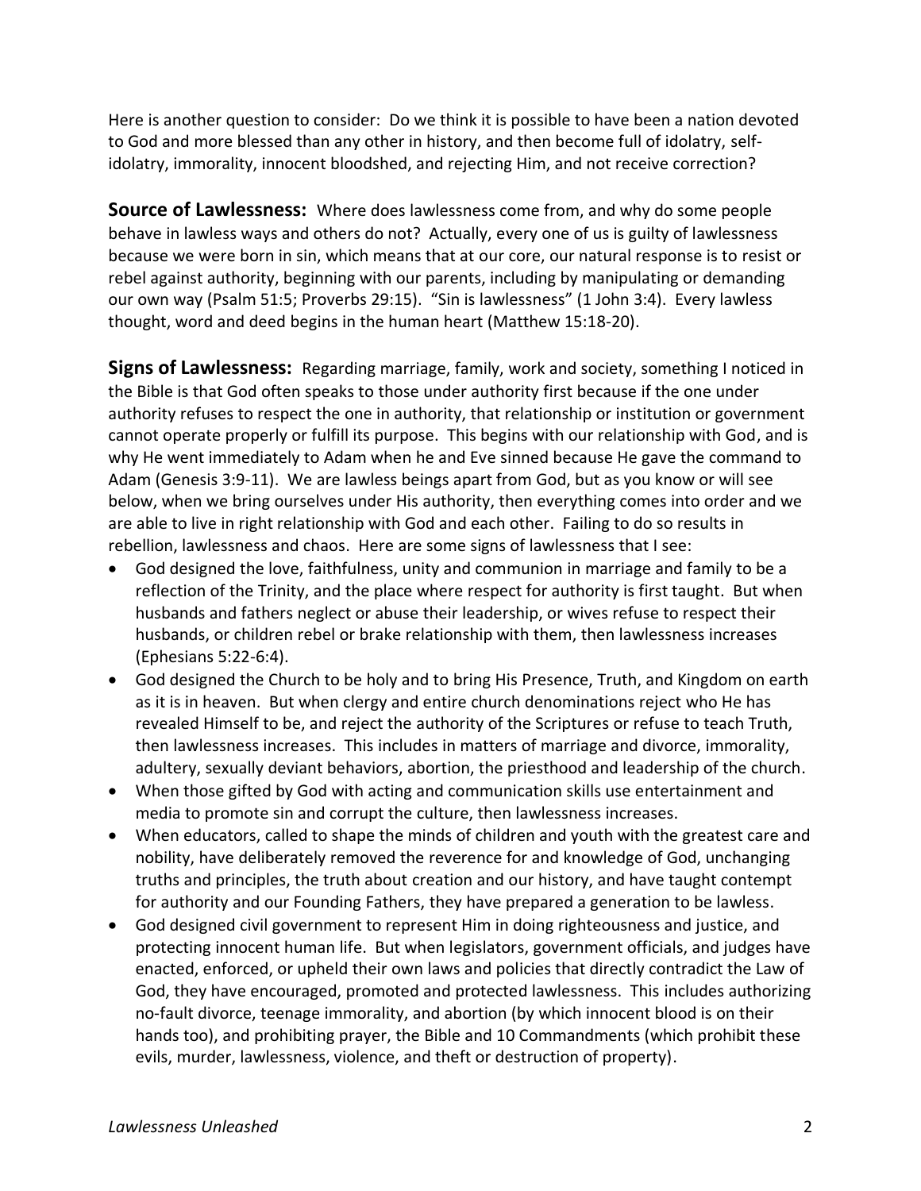Here is another question to consider: Do we think it is possible to have been a nation devoted to God and more blessed than any other in history, and then become full of idolatry, self-idolatry, immorality, innocent bloodshed, and rejecting Him, and not receive correction?

**Source of Lawlessness:** Where does lawlessness come from, and why do some people behave in lawless ways and others do not? Actually, every one of us is guilty of lawlessness because we were born in sin, which means that at our core, our natural response is to resist or rebel against authority, beginning with our parents, including by manipulating or demanding our own way (Psalm 51:5; Proverbs 29:15). "Sin is lawlessness" (1 John 3:4). Every lawless thought, word and deed begins in the human heart (Matthew 15:18-20).

**Signs of Lawlessness:** Regarding marriage, family, work and society, something I noticed in the Bible is that God often speaks to those under authority first because if the one under authority refuses to respect the one in authority, that relationship or institution or government cannot operate properly or fulfill its purpose. This begins with our relationship with God, and is why He went immediately to Adam when he and Eve sinned because He gave the command to Adam (Genesis 3:9-11). We are lawless beings apart from God, but as you know or will see below, when we bring ourselves under His authority, then everything comes into order and we are able to live in right relationship with God and each other. Failing to do so results in rebellion, lawlessness and chaos. Here are some signs of lawlessness that I see:

- God designed the love, faithfulness, unity and communion in marriage and family to be a reflection of the Trinity, and the place where respect for authority is first taught. But when husbands and fathers neglect or abuse their leadership, or wives refuse to respect their husbands, or children rebel or brake relationship with them, then lawlessness increases (Ephesians 5:22-6:4).
- God designed the Church to be holy and to bring His Presence, Truth, and Kingdom on earth as it is in heaven. But when clergy and entire church denominations reject who He has revealed Himself to be, and reject the authority of the Scriptures or refuse to teach Truth, then lawlessness increases. This includes in matters of marriage and divorce, immorality, adultery, sexually deviant behaviors, abortion, the priesthood and leadership of the church.
- When those gifted by God with acting and communication skills use entertainment and media to promote sin and corrupt the culture, then lawlessness increases.
- When educators, called to shape the minds of children and youth with the greatest care and nobility, have deliberately removed the reverence for and knowledge of God, unchanging truths and principles, the truth about creation and our history, and have taught contempt for authority and our Founding Fathers, they have prepared a generation to be lawless.
- God designed civil government to represent Him in doing righteousness and justice, and protecting innocent human life. But when legislators, government officials, and judges have enacted, enforced, or upheld their own laws and policies that directly contradict the Law of God, they have encouraged, promoted and protected lawlessness. This includes authorizing no-fault divorce, teenage immorality, and abortion (by which innocent blood is on their hands too), and prohibiting prayer, the Bible and 10 Commandments (which prohibit these evils, murder, lawlessness, violence, and theft or destruction of property).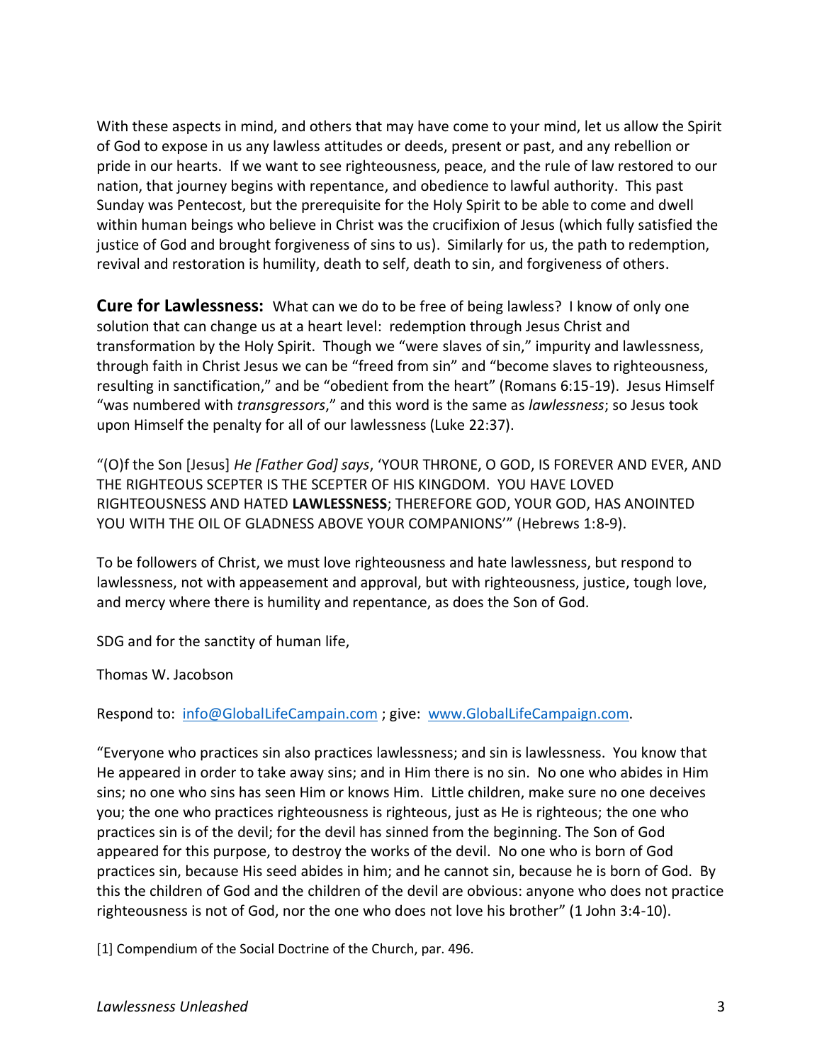With these aspects in mind, and others that may have come to your mind, let us allow the Spirit of God to expose in us any lawless attitudes or deeds, present or past, and any rebellion or pride in our hearts. If we want to see righteousness, peace, and the rule of law restored to our nation, that journey begins with repentance, and obedience to lawful authority. This past Sunday was Pentecost, but the prerequisite for the Holy Spirit to be able to come and dwell within human beings who believe in Christ was the crucifixion of Jesus (which fully satisfied the justice of God and brought forgiveness of sins to us). Similarly for us, the path to redemption, revival and restoration is humility, death to self, death to sin, and forgiveness of others.

**Cure for Lawlessness:** What can we do to be free of being lawless? I know of only one solution that can change us at a heart level: redemption through Jesus Christ and transformation by the Holy Spirit. Though we "were slaves of sin," impurity and lawlessness, through faith in Christ Jesus we can be "freed from sin" and "become slaves to righteousness, resulting in sanctification," and be "obedient from the heart" (Romans 6:15-19). Jesus Himself "was numbered with *transgressors*," and this word is the same as *lawlessness*; so Jesus took upon Himself the penalty for all of our lawlessness (Luke 22:37).

"(O)f the Son [Jesus] *He [Father God] says*, 'YOUR THRONE, O GOD, IS FOREVER AND EVER, AND THE RIGHTEOUS SCEPTER IS THE SCEPTER OF HIS KINGDOM. YOU HAVE LOVED RIGHTEOUSNESS AND HATED **LAWLESSNESS**; THEREFORE GOD, YOUR GOD, HAS ANOINTED YOU WITH THE OIL OF GLADNESS ABOVE YOUR COMPANIONS'" (Hebrews 1:8-9).

To be followers of Christ, we must love righteousness and hate lawlessness, but respond to lawlessness, not with appeasement and approval, but with righteousness, justice, tough love, and mercy where there is humility and repentance, as does the Son of God.

SDG and for the sanctity of human life,

Thomas W. Jacobson

Respond to: info@GlobalLifeCampain.com ; give: www.GlobalLifeCampaign.com.

"Everyone who practices sin also practices lawlessness; and sin is lawlessness. You know that He appeared in order to take away sins; and in Him there is no sin. No one who abides in Him sins; no one who sins has seen Him or knows Him. Little children, make sure no one deceives you; the one who practices righteousness is righteous, just as He is righteous; the one who practices sin is of the devil; for the devil has sinned from the beginning. The Son of God appeared for this purpose, to destroy the works of the devil. No one who is born of God practices sin, because His seed abides in him; and he cannot sin, because he is born of God. By this the children of God and the children of the devil are obvious: anyone who does not practice righteousness is not of God, nor the one who does not love his brother" (1 John 3:4-10).

[1] Compendium of the Social Doctrine of the Church, par. 496.